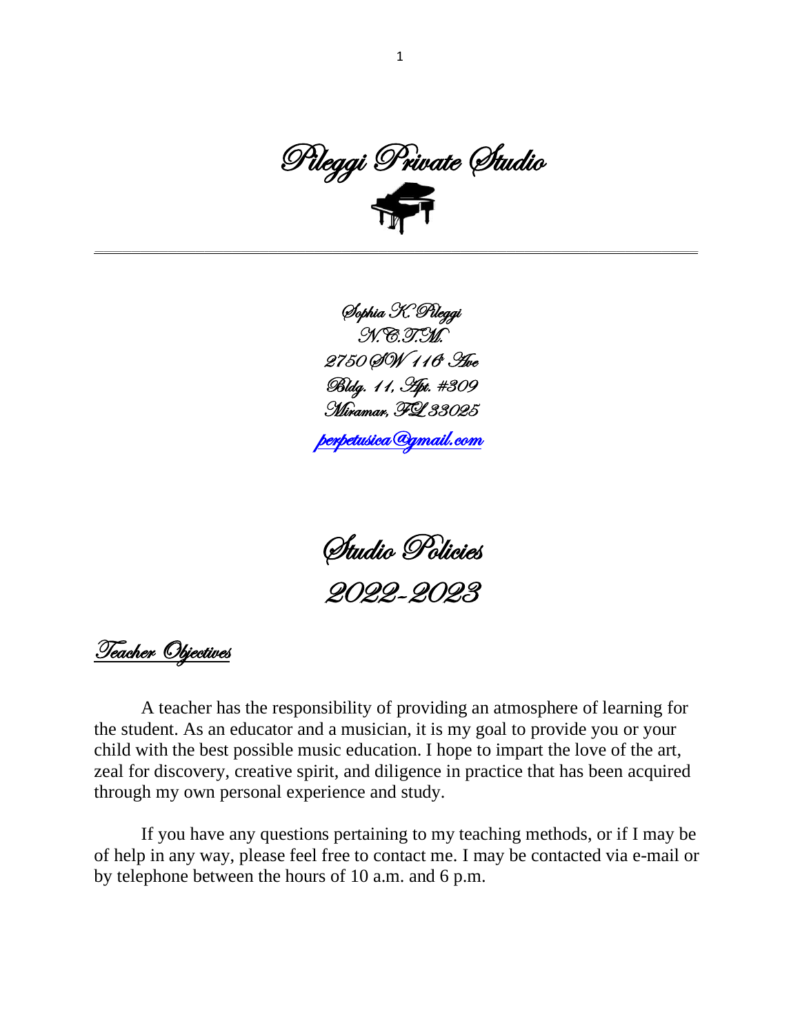# Pileggi Private Studio

---

Sophia K. Pileggi
N.C.T.M.
2750 SW 116th Ave
Bldg. 11, Apt. #309
Miramar, FL 33025
perpetusica@gmail.com

## Studio Policies
## 2022-2023

### Teacher Objectives

A teacher has the responsibility of providing an atmosphere of learning for the student. As an educator and a musician, it is my goal to provide you or your child with the best possible music education. I hope to impart the love of the art, zeal for discovery, creative spirit, and diligence in practice that has been acquired through my own personal experience and study.

If you have any questions pertaining to my teaching methods, or if I may be of help in any way, please feel free to contact me. I may be contacted via e-mail or by telephone between the hours of 10 a.m. and 6 p.m.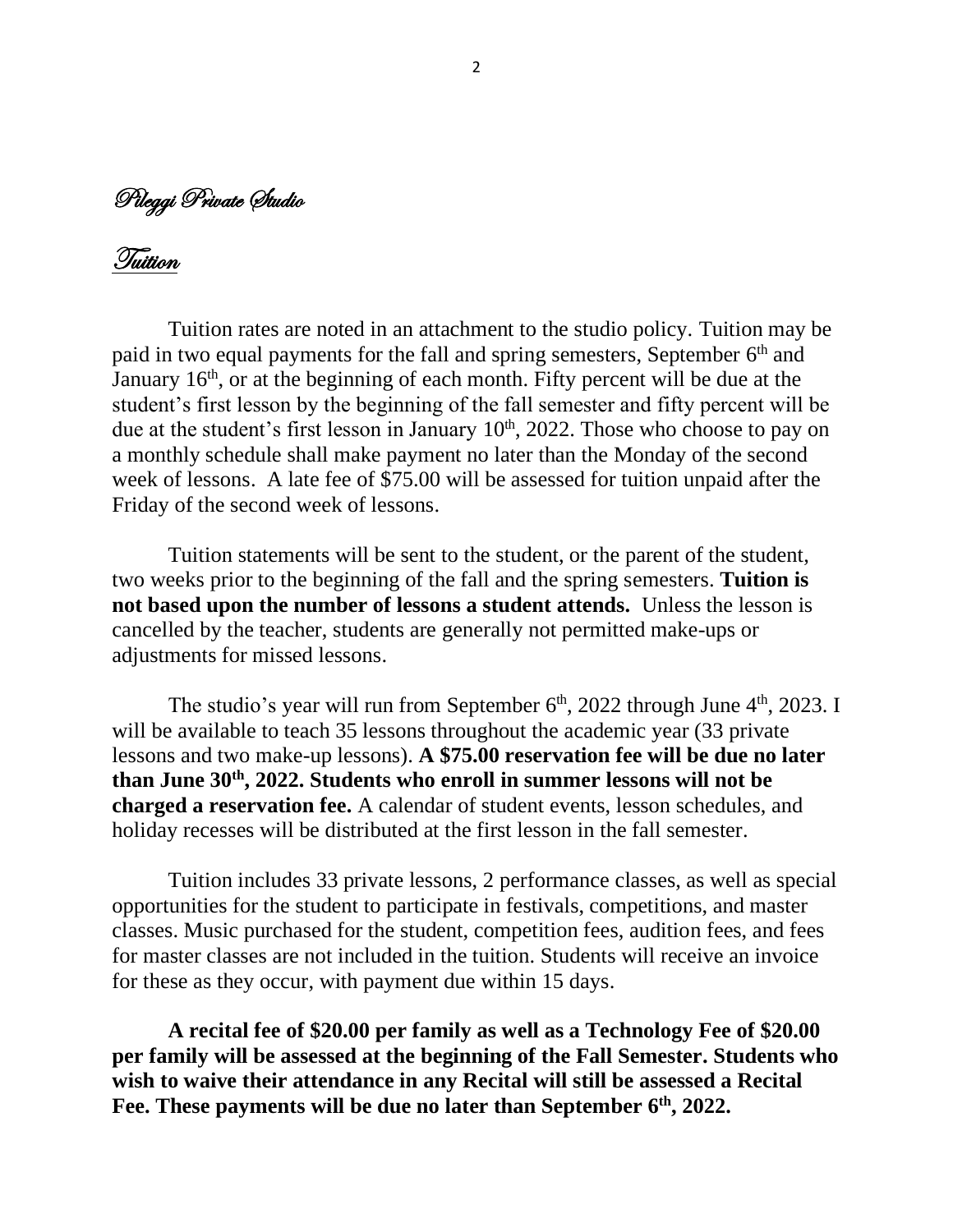# Pileggi Private Studio

## Tuition

Tuition rates are noted in an attachment to the studio policy. Tuition may be paid in two equal payments for the fall and spring semesters, September 6th and January 16th, or at the beginning of each month. Fifty percent will be due at the student's first lesson by the beginning of the fall semester and fifty percent will be due at the student's first lesson in January 10th, 2022. Those who choose to pay on a monthly schedule shall make payment no later than the Monday of the second week of lessons. A late fee of $75.00 will be assessed for tuition unpaid after the Friday of the second week of lessons.

Tuition statements will be sent to the student, or the parent of the student, two weeks prior to the beginning of the fall and the spring semesters. **Tuition is not based upon the number of lessons a student attends.** Unless the lesson is cancelled by the teacher, students are generally not permitted make-ups or adjustments for missed lessons.

The studio's year will run from September 6th, 2022 through June 4th, 2023. I will be available to teach 35 lessons throughout the academic year (33 private lessons and two make-up lessons). **A $75.00 reservation fee will be due no later than June 30th, 2022. Students who enroll in summer lessons will not be charged a reservation fee.** A calendar of student events, lesson schedules, and holiday recesses will be distributed at the first lesson in the fall semester.

Tuition includes 33 private lessons, 2 performance classes, as well as special opportunities for the student to participate in festivals, competitions, and master classes. Music purchased for the student, competition fees, audition fees, and fees for master classes are not included in the tuition. Students will receive an invoice for these as they occur, with payment due within 15 days.

**A recital fee of $20.00 per family as well as a Technology Fee of $20.00 per family will be assessed at the beginning of the Fall Semester. Students who wish to waive their attendance in any Recital will still be assessed a Recital Fee. These payments will be due no later than September 6th, 2022.**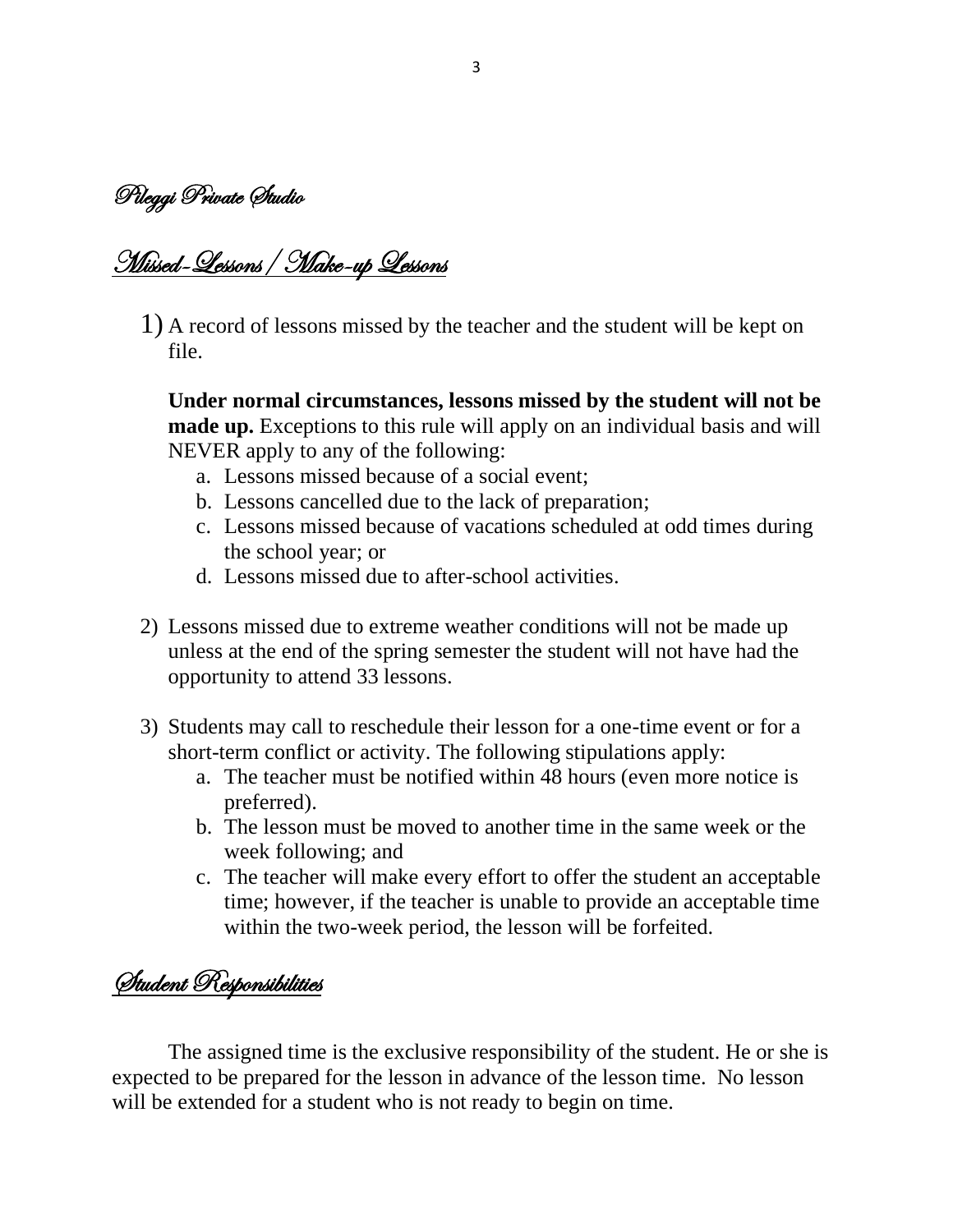## Pileggi Private Studio

## Missed-Lessons / Make-up Lessons

1) A record of lessons missed by the teacher and the student will be kept on file.

   **Under normal circumstances, lessons missed by the student will not be made up.** Exceptions to this rule will apply on an individual basis and will NEVER apply to any of the following:

   a. Lessons missed because of a social event;
   b. Lessons cancelled due to the lack of preparation;
   c. Lessons missed because of vacations scheduled at odd times during the school year; or
   d. Lessons missed due to after-school activities.

2) Lessons missed due to extreme weather conditions will not be made up unless at the end of the spring semester the student will not have had the opportunity to attend 33 lessons.

3) Students may call to reschedule their lesson for a one-time event or for a short-term conflict or activity. The following stipulations apply:

   a. The teacher must be notified within 48 hours (even more notice is preferred).
   b. The lesson must be moved to another time in the same week or the week following; and
   c. The teacher will make every effort to offer the student an acceptable time; however, if the teacher is unable to provide an acceptable time within the two-week period, the lesson will be forfeited.

## Student Responsibilities

The assigned time is the exclusive responsibility of the student. He or she is expected to be prepared for the lesson in advance of the lesson time. No lesson will be extended for a student who is not ready to begin on time.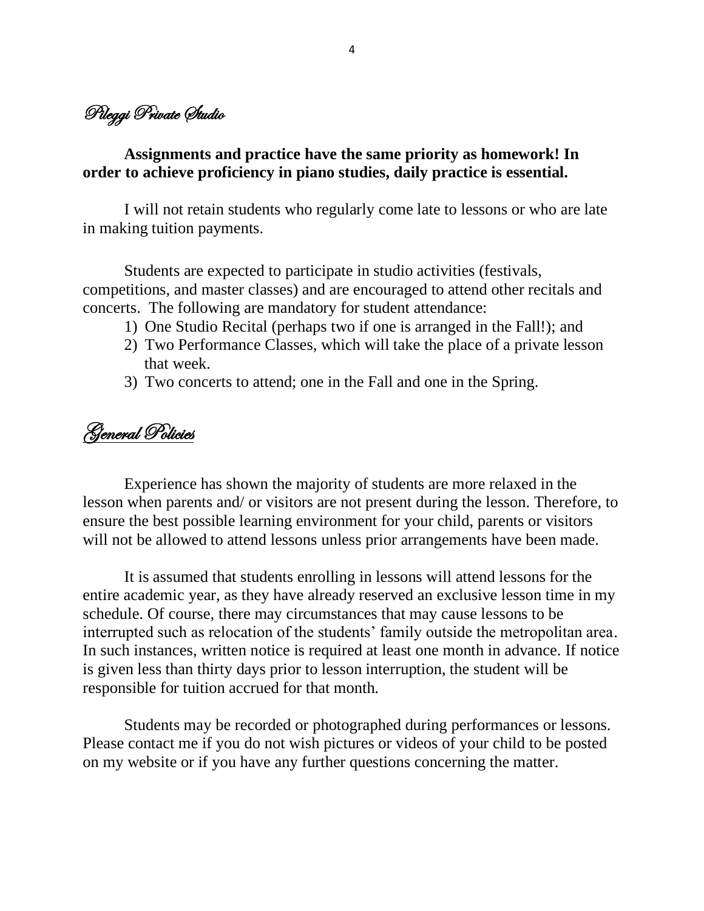## Pileggi Private Studio

**Assignments and practice have the same priority as homework! In order to achieve proficiency in piano studies, daily practice is essential.**

I will not retain students who regularly come late to lessons or who are late in making tuition payments.

Students are expected to participate in studio activities (festivals, competitions, and master classes) and are encouraged to attend other recitals and concerts. The following are mandatory for student attendance:

1) One Studio Recital (perhaps two if one is arranged in the Fall!); and
2) Two Performance Classes, which will take the place of a private lesson that week.
3) Two concerts to attend; one in the Fall and one in the Spring.

## General Policies

Experience has shown the majority of students are more relaxed in the lesson when parents and/ or visitors are not present during the lesson. Therefore, to ensure the best possible learning environment for your child, parents or visitors will not be allowed to attend lessons unless prior arrangements have been made.

It is assumed that students enrolling in lessons will attend lessons for the entire academic year, as they have already reserved an exclusive lesson time in my schedule. Of course, there may circumstances that may cause lessons to be interrupted such as relocation of the students' family outside the metropolitan area. In such instances, written notice is required at least one month in advance. If notice is given less than thirty days prior to lesson interruption, the student will be responsible for tuition accrued for that month.

Students may be recorded or photographed during performances or lessons. Please contact me if you do not wish pictures or videos of your child to be posted on my website or if you have any further questions concerning the matter.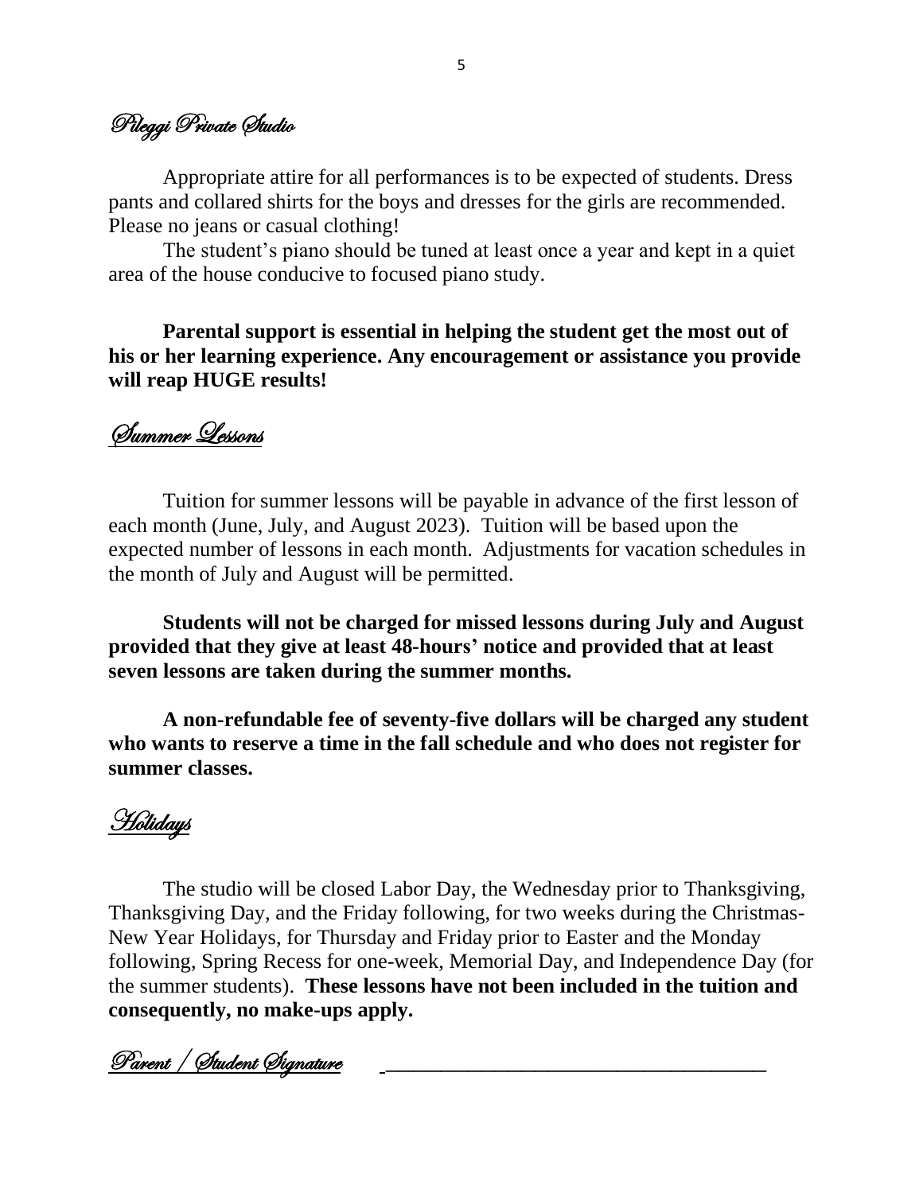## Pileggi Private Studio

Appropriate attire for all performances is to be expected of students. Dress pants and collared shirts for the boys and dresses for the girls are recommended. Please no jeans or casual clothing!

The student's piano should be tuned at least once a year and kept in a quiet area of the house conducive to focused piano study.

**Parental support is essential in helping the student get the most out of his or her learning experience. Any encouragement or assistance you provide will reap HUGE results!**

## Summer Lessons

Tuition for summer lessons will be payable in advance of the first lesson of each month (June, July, and August 2023). Tuition will be based upon the expected number of lessons in each month. Adjustments for vacation schedules in the month of July and August will be permitted.

**Students will not be charged for missed lessons during July and August provided that they give at least 48-hours' notice and provided that at least seven lessons are taken during the summer months.**

**A non-refundable fee of seventy-five dollars will be charged any student who wants to reserve a time in the fall schedule and who does not register for summer classes.**

## Holidays

The studio will be closed Labor Day, the Wednesday prior to Thanksgiving, Thanksgiving Day, and the Friday following, for two weeks during the Christmas-New Year Holidays, for Thursday and Friday prior to Easter and the Monday following, Spring Recess for one-week, Memorial Day, and Independence Day (for the summer students). **These lessons have not been included in the tuition and consequently, no make-ups apply.**

Parent / Student Signature ______________________________________